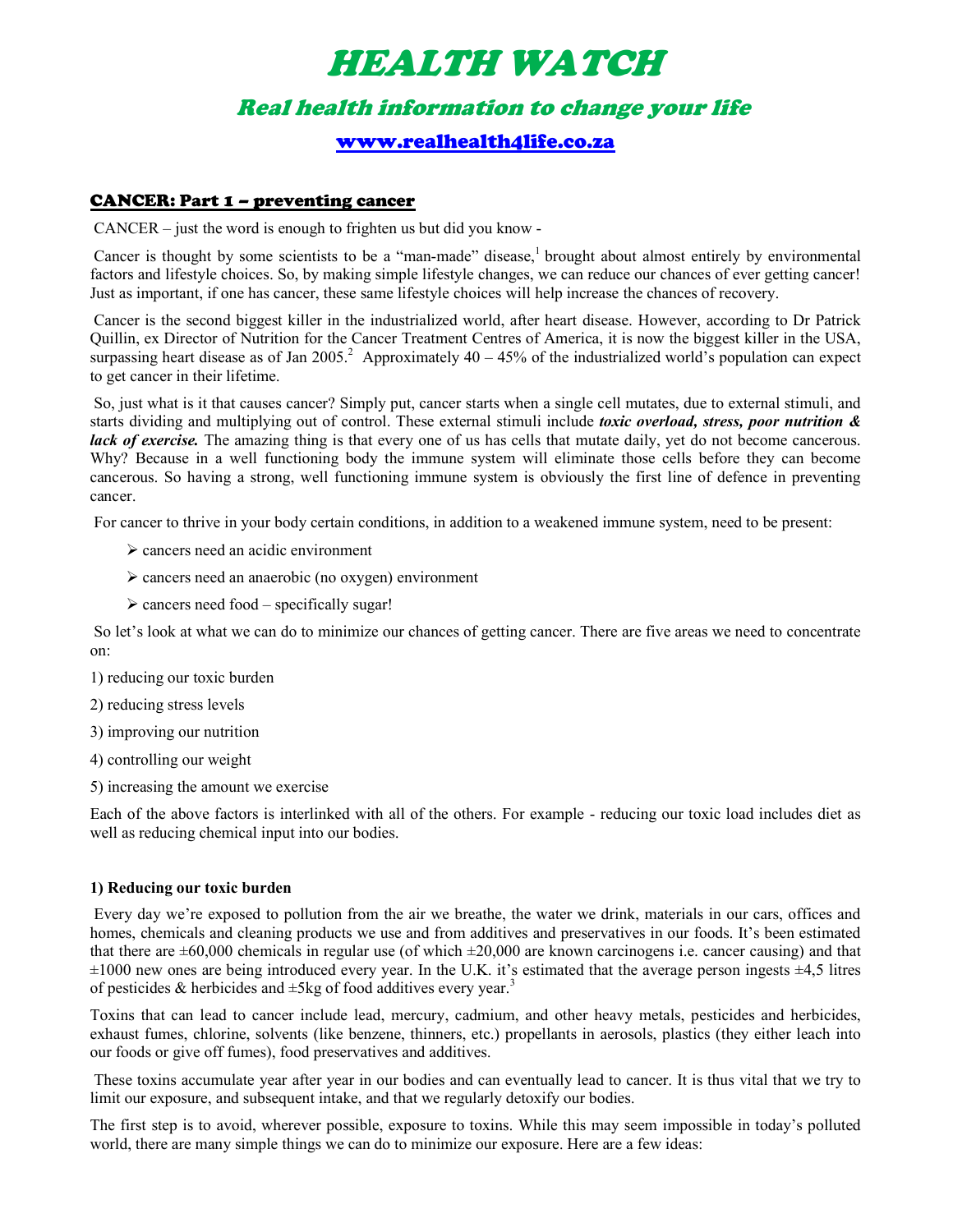# HEALTH WATCH

## Real health information to change your life

www.realhealth4life.co.za

### CANCER: Part 1 – preventing cancer

CANCER – just the word is enough to frighten us but did you know -

Cancer is thought by some scientists to be a "man-made" disease,[1] brought about almost entirely by environmental factors and lifestyle choices. So, by making simple lifestyle changes, we can reduce our chances of ever getting cancer! Just as important, if one has cancer, these same lifestyle choices will help increase the chances of recovery.

Cancer is the second biggest killer in the industrialized world, after heart disease. However, according to Dr Patrick Quillin, ex Director of Nutrition for the Cancer Treatment Centres of America, it is now the biggest killer in the USA, surpassing heart disease as of Jan 2005.[2] Approximately 40 – 45% of the industrialized world's population can expect to get cancer in their lifetime.

So, just what is it that causes cancer? Simply put, cancer starts when a single cell mutates, due to external stimuli, and starts dividing and multiplying out of control. These external stimuli include ***toxic overload, stress, poor nutrition & lack of exercise.*** The amazing thing is that every one of us has cells that mutate daily, yet do not become cancerous. Why? Because in a well functioning body the immune system will eliminate those cells before they can become cancerous. So having a strong, well functioning immune system is obviously the first line of defence in preventing cancer.

For cancer to thrive in your body certain conditions, in addition to a weakened immune system, need to be present:

- cancers need an acidic environment
- cancers need an anaerobic (no oxygen) environment
- cancers need food – specifically sugar!

So let's look at what we can do to minimize our chances of getting cancer. There are five areas we need to concentrate on:

1) reducing our toxic burden

2) reducing stress levels

3) improving our nutrition

4) controlling our weight

5) increasing the amount we exercise

Each of the above factors is interlinked with all of the others. For example - reducing our toxic load includes diet as well as reducing chemical input into our bodies.

**1) Reducing our toxic burden**

Every day we're exposed to pollution from the air we breathe, the water we drink, materials in our cars, offices and homes, chemicals and cleaning products we use and from additives and preservatives in our foods. It's been estimated that there are ±60,000 chemicals in regular use (of which ±20,000 are known carcinogens i.e. cancer causing) and that ±1000 new ones are being introduced every year. In the U.K. it's estimated that the average person ingests ±4,5 litres of pesticides & herbicides and ±5kg of food additives every year.[3]

Toxins that can lead to cancer include lead, mercury, cadmium, and other heavy metals, pesticides and herbicides, exhaust fumes, chlorine, solvents (like benzene, thinners, etc.) propellants in aerosols, plastics (they either leach into our foods or give off fumes), food preservatives and additives.

These toxins accumulate year after year in our bodies and can eventually lead to cancer. It is thus vital that we try to limit our exposure, and subsequent intake, and that we regularly detoxify our bodies.

The first step is to avoid, wherever possible, exposure to toxins. While this may seem impossible in today's polluted world, there are many simple things we can do to minimize our exposure. Here are a few ideas: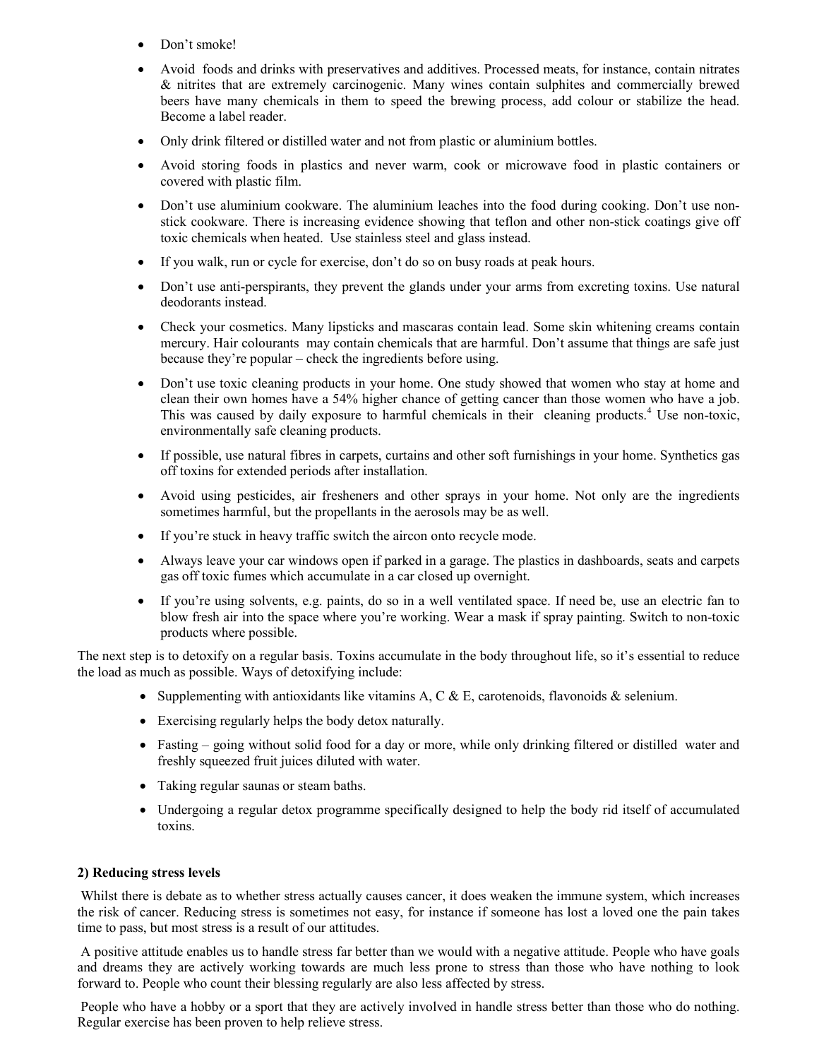- Don't smoke!
- Avoid foods and drinks with preservatives and additives. Processed meats, for instance, contain nitrates & nitrites that are extremely carcinogenic. Many wines contain sulphites and commercially brewed beers have many chemicals in them to speed the brewing process, add colour or stabilize the head. Become a label reader.
- Only drink filtered or distilled water and not from plastic or aluminium bottles.
- Avoid storing foods in plastics and never warm, cook or microwave food in plastic containers or covered with plastic film.
- Don't use aluminium cookware. The aluminium leaches into the food during cooking. Don't use non-stick cookware. There is increasing evidence showing that teflon and other non-stick coatings give off toxic chemicals when heated. Use stainless steel and glass instead.
- If you walk, run or cycle for exercise, don't do so on busy roads at peak hours.
- Don't use anti-perspirants, they prevent the glands under your arms from excreting toxins. Use natural deodorants instead.
- Check your cosmetics. Many lipsticks and mascaras contain lead. Some skin whitening creams contain mercury. Hair colourants may contain chemicals that are harmful. Don't assume that things are safe just because they're popular – check the ingredients before using.
- Don't use toxic cleaning products in your home. One study showed that women who stay at home and clean their own homes have a 54% higher chance of getting cancer than those women who have a job. This was caused by daily exposure to harmful chemicals in their cleaning products.[4] Use non-toxic, environmentally safe cleaning products.
- If possible, use natural fibres in carpets, curtains and other soft furnishings in your home. Synthetics gas off toxins for extended periods after installation.
- Avoid using pesticides, air fresheners and other sprays in your home. Not only are the ingredients sometimes harmful, but the propellants in the aerosols may be as well.
- If you're stuck in heavy traffic switch the aircon onto recycle mode.
- Always leave your car windows open if parked in a garage. The plastics in dashboards, seats and carpets gas off toxic fumes which accumulate in a car closed up overnight.
- If you're using solvents, e.g. paints, do so in a well ventilated space. If need be, use an electric fan to blow fresh air into the space where you're working. Wear a mask if spray painting. Switch to non-toxic products where possible.

The next step is to detoxify on a regular basis. Toxins accumulate in the body throughout life, so it's essential to reduce the load as much as possible. Ways of detoxifying include:

- Supplementing with antioxidants like vitamins A, C & E, carotenoids, flavonoids & selenium.
- Exercising regularly helps the body detox naturally.
- Fasting – going without solid food for a day or more, while only drinking filtered or distilled water and freshly squeezed fruit juices diluted with water.
- Taking regular saunas or steam baths.
- Undergoing a regular detox programme specifically designed to help the body rid itself of accumulated toxins.

**2) Reducing stress levels**

Whilst there is debate as to whether stress actually causes cancer, it does weaken the immune system, which increases the risk of cancer. Reducing stress is sometimes not easy, for instance if someone has lost a loved one the pain takes time to pass, but most stress is a result of our attitudes.

A positive attitude enables us to handle stress far better than we would with a negative attitude. People who have goals and dreams they are actively working towards are much less prone to stress than those who have nothing to look forward to. People who count their blessing regularly are also less affected by stress.

People who have a hobby or a sport that they are actively involved in handle stress better than those who do nothing. Regular exercise has been proven to help relieve stress.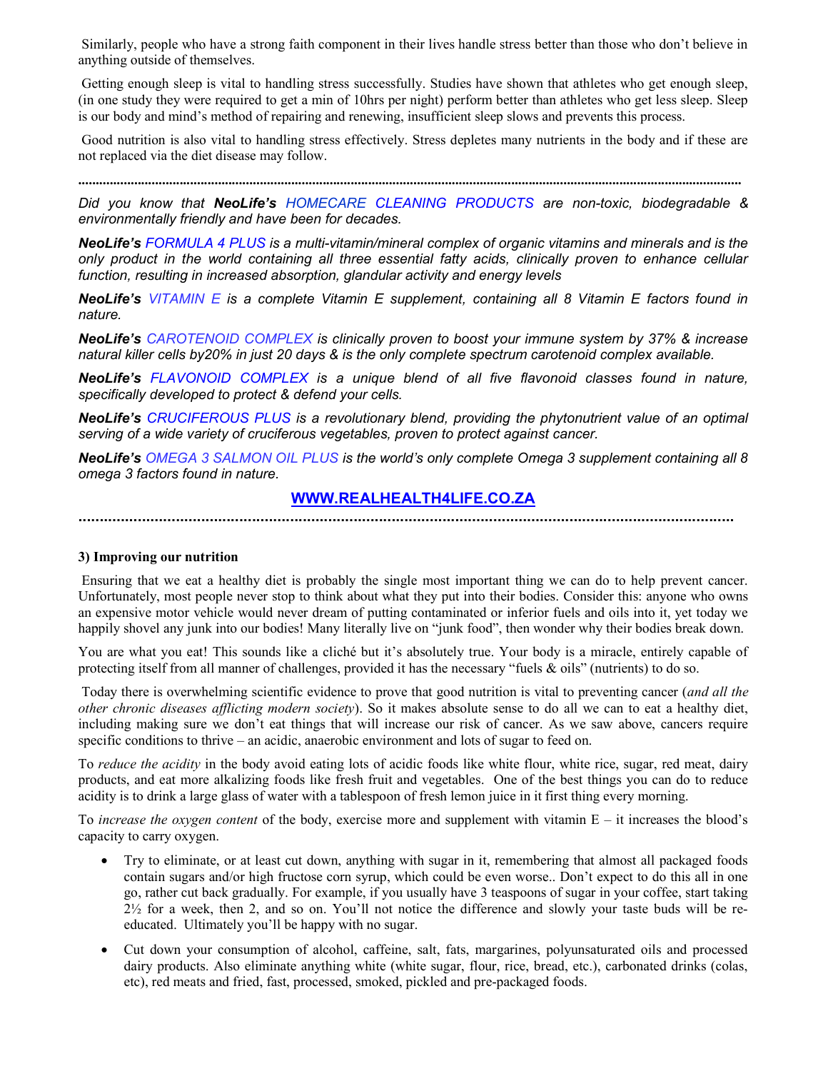Similarly, people who have a strong faith component in their lives handle stress better than those who don't believe in anything outside of themselves.

Getting enough sleep is vital to handling stress successfully. Studies have shown that athletes who get enough sleep, (in one study they were required to get a min of 10hrs per night) perform better than athletes who get less sleep. Sleep is our body and mind's method of repairing and renewing, insufficient sleep slows and prevents this process.

Good nutrition is also vital to handling stress effectively. Stress depletes many nutrients in the body and if these are not replaced via the diet disease may follow.

.................................................................................................................................................................

*Did you know that **NeoLife's** HOMECARE CLEANING PRODUCTS are non-toxic, biodegradable & environmentally friendly and have been for decades.*

***NeoLife's** FORMULA 4 PLUS is a multi-vitamin/mineral complex of organic vitamins and minerals and is the only product in the world containing all three essential fatty acids, clinically proven to enhance cellular function, resulting in increased absorption, glandular activity and energy levels*

***NeoLife's** VITAMIN E is a complete Vitamin E supplement, containing all 8 Vitamin E factors found in nature.*

***NeoLife's** CAROTENOID COMPLEX is clinically proven to boost your immune system by 37% & increase natural killer cells by20% in just 20 days & is the only complete spectrum carotenoid complex available.*

***NeoLife's** FLAVONOID COMPLEX is a unique blend of all five flavonoid classes found in nature, specifically developed to protect & defend your cells.*

***NeoLife's** CRUCIFEROUS PLUS is a revolutionary blend, providing the phytonutrient value of an optimal serving of a wide variety of cruciferous vegetables, proven to protect against cancer.*

***NeoLife's** OMEGA 3 SALMON OIL PLUS is the world's only complete Omega 3 supplement containing all 8 omega 3 factors found in nature.*

**WWW.REALHEALTH4LIFE.CO.ZA**

.................................................................................................................................................................

**3) Improving our nutrition**

Ensuring that we eat a healthy diet is probably the single most important thing we can do to help prevent cancer. Unfortunately, most people never stop to think about what they put into their bodies. Consider this: anyone who owns an expensive motor vehicle would never dream of putting contaminated or inferior fuels and oils into it, yet today we happily shovel any junk into our bodies! Many literally live on "junk food", then wonder why their bodies break down.

You are what you eat! This sounds like a cliché but it's absolutely true. Your body is a miracle, entirely capable of protecting itself from all manner of challenges, provided it has the necessary "fuels & oils" (nutrients) to do so.

Today there is overwhelming scientific evidence to prove that good nutrition is vital to preventing cancer (*and all the other chronic diseases afflicting modern society*). So it makes absolute sense to do all we can to eat a healthy diet, including making sure we don't eat things that will increase our risk of cancer. As we saw above, cancers require specific conditions to thrive – an acidic, anaerobic environment and lots of sugar to feed on.

To *reduce the acidity* in the body avoid eating lots of acidic foods like white flour, white rice, sugar, red meat, dairy products, and eat more alkalizing foods like fresh fruit and vegetables. One of the best things you can do to reduce acidity is to drink a large glass of water with a tablespoon of fresh lemon juice in it first thing every morning.

To *increase the oxygen content* of the body, exercise more and supplement with vitamin E – it increases the blood's capacity to carry oxygen.

- Try to eliminate, or at least cut down, anything with sugar in it, remembering that almost all packaged foods contain sugars and/or high fructose corn syrup, which could be even worse.. Don't expect to do this all in one go, rather cut back gradually. For example, if you usually have 3 teaspoons of sugar in your coffee, start taking 2½ for a week, then 2, and so on. You'll not notice the difference and slowly your taste buds will be re-educated. Ultimately you'll be happy with no sugar.
- Cut down your consumption of alcohol, caffeine, salt, fats, margarines, polyunsaturated oils and processed dairy products. Also eliminate anything white (white sugar, flour, rice, bread, etc.), carbonated drinks (colas, etc), red meats and fried, fast, processed, smoked, pickled and pre-packaged foods.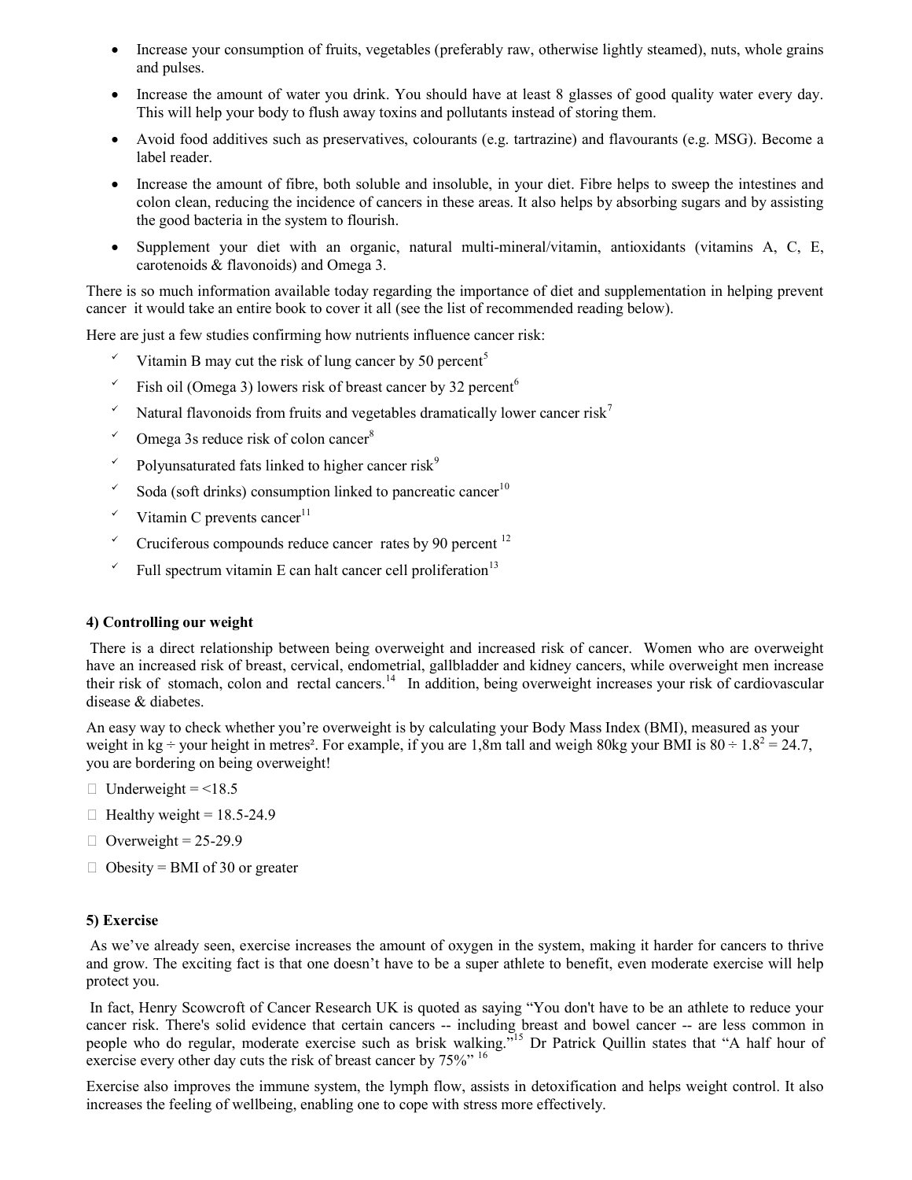- Increase your consumption of fruits, vegetables (preferably raw, otherwise lightly steamed), nuts, whole grains and pulses.
- Increase the amount of water you drink. You should have at least 8 glasses of good quality water every day. This will help your body to flush away toxins and pollutants instead of storing them.
- Avoid food additives such as preservatives, colourants (e.g. tartrazine) and flavourants (e.g. MSG). Become a label reader.
- Increase the amount of fibre, both soluble and insoluble, in your diet. Fibre helps to sweep the intestines and colon clean, reducing the incidence of cancers in these areas. It also helps by absorbing sugars and by assisting the good bacteria in the system to flourish.
- Supplement your diet with an organic, natural multi-mineral/vitamin, antioxidants (vitamins A, C, E, carotenoids & flavonoids) and Omega 3.

There is so much information available today regarding the importance of diet and supplementation in helping prevent cancer it would take an entire book to cover it all (see the list of recommended reading below).

Here are just a few studies confirming how nutrients influence cancer risk:

- ✓ Vitamin B may cut the risk of lung cancer by 50 percent[5]
- ✓ Fish oil (Omega 3) lowers risk of breast cancer by 32 percent[6]
- ✓ Natural flavonoids from fruits and vegetables dramatically lower cancer risk[7]
- ✓ Omega 3s reduce risk of colon cancer[8]
- ✓ Polyunsaturated fats linked to higher cancer risk[9]
- ✓ Soda (soft drinks) consumption linked to pancreatic cancer[10]
- ✓ Vitamin C prevents cancer[11]
- ✓ Cruciferous compounds reduce cancer rates by 90 percent [12]
- ✓ Full spectrum vitamin E can halt cancer cell proliferation[13]

**4) Controlling our weight**

There is a direct relationship between being overweight and increased risk of cancer. Women who are overweight have an increased risk of breast, cervical, endometrial, gallbladder and kidney cancers, while overweight men increase their risk of stomach, colon and rectal cancers.[14] In addition, being overweight increases your risk of cardiovascular disease & diabetes.

An easy way to check whether you're overweight is by calculating your Body Mass Index (BMI), measured as your weight in kg ÷ your height in metres². For example, if you are 1,8m tall and weigh 80kg your BMI is $80 \div 1.8^2 = 24.7$, you are bordering on being overweight!

- Underweight = <18.5
- Healthy weight = 18.5-24.9
- Overweight = 25-29.9
- Obesity = BMI of 30 or greater

**5) Exercise**

As we've already seen, exercise increases the amount of oxygen in the system, making it harder for cancers to thrive and grow. The exciting fact is that one doesn't have to be a super athlete to benefit, even moderate exercise will help protect you.

In fact, Henry Scowcroft of Cancer Research UK is quoted as saying "You don't have to be an athlete to reduce your cancer risk. There's solid evidence that certain cancers -- including breast and bowel cancer -- are less common in people who do regular, moderate exercise such as brisk walking."[15] Dr Patrick Quillin states that "A half hour of exercise every other day cuts the risk of breast cancer by 75%" [16]

Exercise also improves the immune system, the lymph flow, assists in detoxification and helps weight control. It also increases the feeling of wellbeing, enabling one to cope with stress more effectively.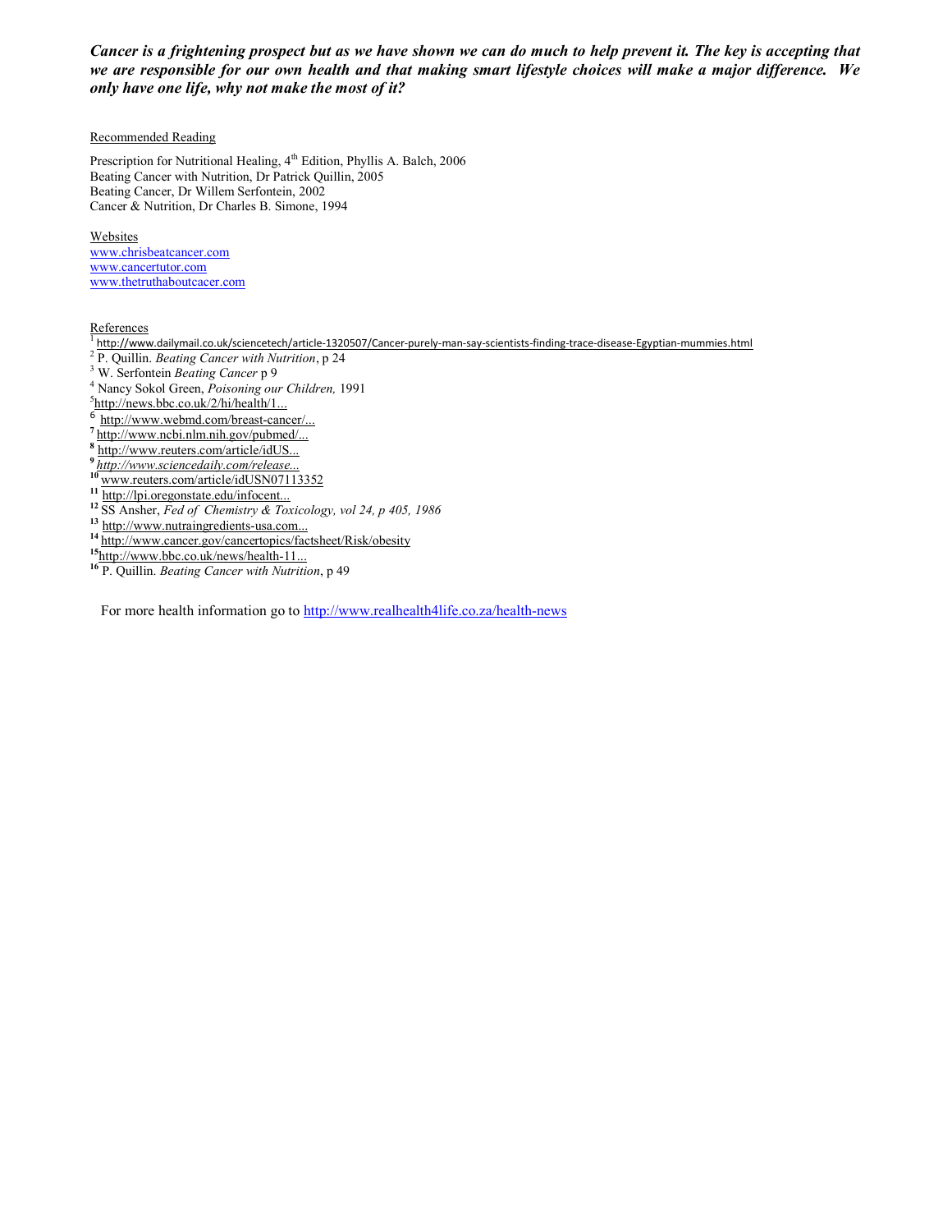***Cancer is a frightening prospect but as we have shown we can do much to help prevent it. The key is accepting that we are responsible for our own health and that making smart lifestyle choices will make a major difference. We only have one life, why not make the most of it?***

Recommended Reading

Prescription for Nutritional Healing, 4th Edition, Phyllis A. Balch, 2006
Beating Cancer with Nutrition, Dr Patrick Quillin, 2005
Beating Cancer, Dr Willem Serfontein, 2002
Cancer & Nutrition, Dr Charles B. Simone, 1994

Websites
www.chrisbeatcancer.com
www.cancertutor.com
www.thetruthaboutcacer.com

References
[1] http://www.dailymail.co.uk/sciencetech/article-1320507/Cancer-purely-man-say-scientists-finding-trace-disease-Egyptian-mummies.html
[2] P. Quillin. *Beating Cancer with Nutrition*, p 24
[3] W. Serfontein *Beating Cancer* p 9
[4] Nancy Sokol Green, *Poisoning our Children,* 1991
[5] http://news.bbc.co.uk/2/hi/health/1...
[6] http://www.webmd.com/breast-cancer/...
[7] http://www.ncbi.nlm.nih.gov/pubmed/...
[8] http://www.reuters.com/article/idUS...
[9] *http://www.sciencedaily.com/release...*
[10] www.reuters.com/article/idUSN07113352
[11] http://lpi.oregonstate.edu/infocent...
[12] SS Ansher, *Fed of Chemistry & Toxicology, vol 24, p 405, 1986*
[13] http://www.nutraingredients-usa.com...
[14] http://www.cancer.gov/cancertopics/factsheet/Risk/obesity
[15] http://www.bbc.co.uk/news/health-11...
[16] P. Quillin. *Beating Cancer with Nutrition*, p 49

For more health information go to http://www.realhealth4life.co.za/health-news